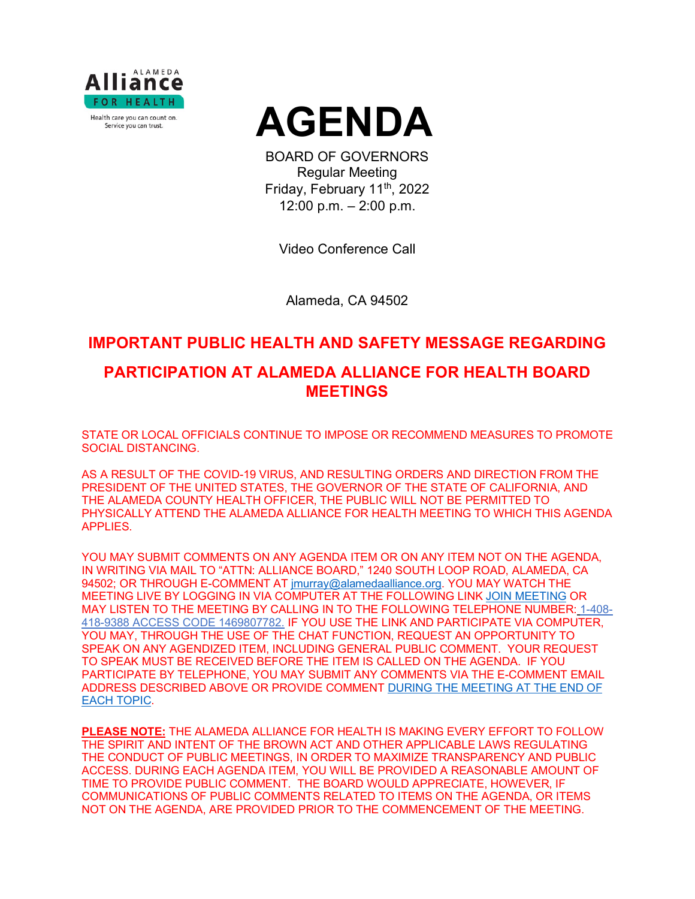# AGENDA

BOARD OF GOVERNORS
Regular Meeting
Friday, February 11th, 2022
12:00 p.m. – 2:00 p.m.

Video Conference Call

Alameda, CA 94502

## IMPORTANT PUBLIC HEALTH AND SAFETY MESSAGE REGARDING PARTICIPATION AT ALAMEDA ALLIANCE FOR HEALTH BOARD MEETINGS

STATE OR LOCAL OFFICIALS CONTINUE TO IMPOSE OR RECOMMEND MEASURES TO PROMOTE SOCIAL DISTANCING.

AS A RESULT OF THE COVID-19 VIRUS, AND RESULTING ORDERS AND DIRECTION FROM THE PRESIDENT OF THE UNITED STATES, THE GOVERNOR OF THE STATE OF CALIFORNIA, AND THE ALAMEDA COUNTY HEALTH OFFICER, THE PUBLIC WILL NOT BE PERMITTED TO PHYSICALLY ATTEND THE ALAMEDA ALLIANCE FOR HEALTH MEETING TO WHICH THIS AGENDA APPLIES.

YOU MAY SUBMIT COMMENTS ON ANY AGENDA ITEM OR ON ANY ITEM NOT ON THE AGENDA, IN WRITING VIA MAIL TO "ATTN: ALLIANCE BOARD," 1240 SOUTH LOOP ROAD, ALAMEDA, CA 94502; OR THROUGH E-COMMENT AT jmurray@alamedaalliance.org. YOU MAY WATCH THE MEETING LIVE BY LOGGING IN VIA COMPUTER AT THE FOLLOWING LINK JOIN MEETING OR MAY LISTEN TO THE MEETING BY CALLING IN TO THE FOLLOWING TELEPHONE NUMBER: 1-408-418-9388 ACCESS CODE 1469807782. IF YOU USE THE LINK AND PARTICIPATE VIA COMPUTER, YOU MAY, THROUGH THE USE OF THE CHAT FUNCTION, REQUEST AN OPPORTUNITY TO SPEAK ON ANY AGENDIZED ITEM, INCLUDING GENERAL PUBLIC COMMENT. YOUR REQUEST TO SPEAK MUST BE RECEIVED BEFORE THE ITEM IS CALLED ON THE AGENDA. IF YOU PARTICIPATE BY TELEPHONE, YOU MAY SUBMIT ANY COMMENTS VIA THE E-COMMENT EMAIL ADDRESS DESCRIBED ABOVE OR PROVIDE COMMENT DURING THE MEETING AT THE END OF EACH TOPIC.

**PLEASE NOTE:** THE ALAMEDA ALLIANCE FOR HEALTH IS MAKING EVERY EFFORT TO FOLLOW THE SPIRIT AND INTENT OF THE BROWN ACT AND OTHER APPLICABLE LAWS REGULATING THE CONDUCT OF PUBLIC MEETINGS, IN ORDER TO MAXIMIZE TRANSPARENCY AND PUBLIC ACCESS. DURING EACH AGENDA ITEM, YOU WILL BE PROVIDED A REASONABLE AMOUNT OF TIME TO PROVIDE PUBLIC COMMENT. THE BOARD WOULD APPRECIATE, HOWEVER, IF COMMUNICATIONS OF PUBLIC COMMENTS RELATED TO ITEMS ON THE AGENDA, OR ITEMS NOT ON THE AGENDA, ARE PROVIDED PRIOR TO THE COMMENCEMENT OF THE MEETING.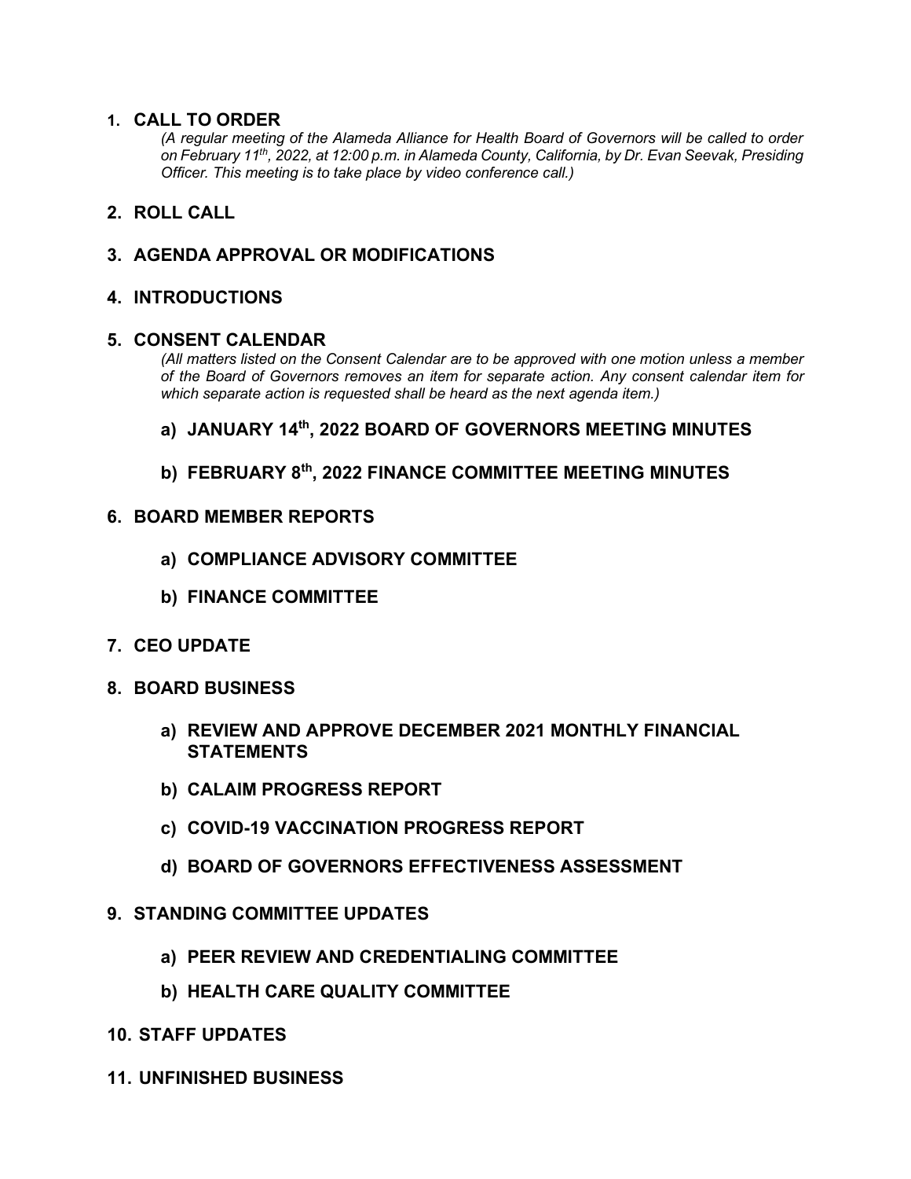## 1. CALL TO ORDER

*(A regular meeting of the Alameda Alliance for Health Board of Governors will be called to order on February 11th, 2022, at 12:00 p.m. in Alameda County, California, by Dr. Evan Seevak, Presiding Officer. This meeting is to take place by video conference call.)*

## 2. ROLL CALL

## 3. AGENDA APPROVAL OR MODIFICATIONS

## 4. INTRODUCTIONS

## 5. CONSENT CALENDAR

*(All matters listed on the Consent Calendar are to be approved with one motion unless a member of the Board of Governors removes an item for separate action. Any consent calendar item for which separate action is requested shall be heard as the next agenda item.)*

### a) JANUARY 14th, 2022 BOARD OF GOVERNORS MEETING MINUTES

### b) FEBRUARY 8th, 2022 FINANCE COMMITTEE MEETING MINUTES

## 6. BOARD MEMBER REPORTS

### a) COMPLIANCE ADVISORY COMMITTEE

### b) FINANCE COMMITTEE

## 7. CEO UPDATE

## 8. BOARD BUSINESS

### a) REVIEW AND APPROVE DECEMBER 2021 MONTHLY FINANCIAL STATEMENTS

### b) CALAIM PROGRESS REPORT

### c) COVID-19 VACCINATION PROGRESS REPORT

### d) BOARD OF GOVERNORS EFFECTIVENESS ASSESSMENT

## 9. STANDING COMMITTEE UPDATES

### a) PEER REVIEW AND CREDENTIALING COMMITTEE

### b) HEALTH CARE QUALITY COMMITTEE

## 10. STAFF UPDATES

## 11. UNFINISHED BUSINESS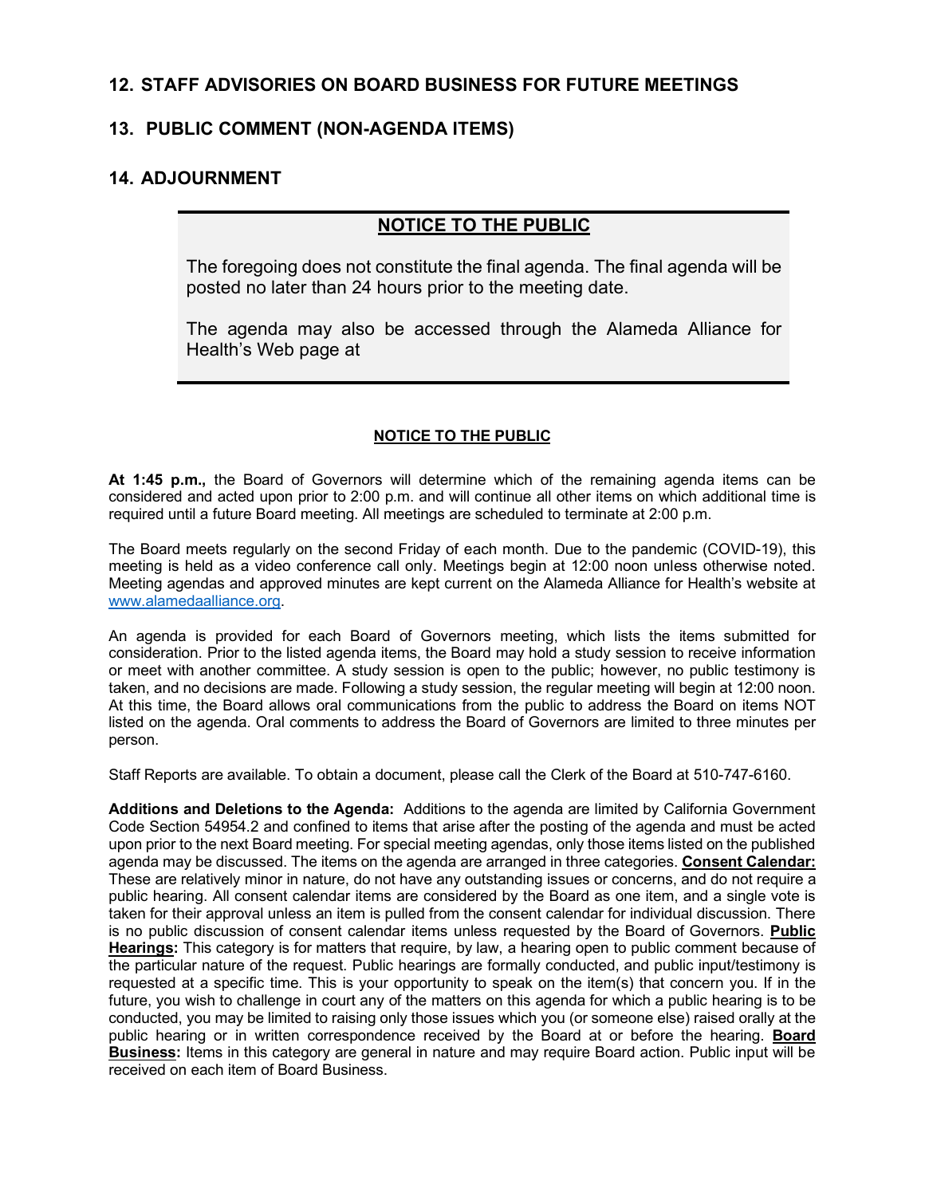## 12. STAFF ADVISORIES ON BOARD BUSINESS FOR FUTURE MEETINGS

## 13. PUBLIC COMMENT (NON-AGENDA ITEMS)

## 14. ADJOURNMENT

> **NOTICE TO THE PUBLIC**
>
> The foregoing does not constitute the final agenda. The final agenda will be posted no later than 24 hours prior to the meeting date.
>
> The agenda may also be accessed through the Alameda Alliance for Health's Web page at

**NOTICE TO THE PUBLIC**

**At 1:45 p.m.,** the Board of Governors will determine which of the remaining agenda items can be considered and acted upon prior to 2:00 p.m. and will continue all other items on which additional time is required until a future Board meeting. All meetings are scheduled to terminate at 2:00 p.m.

The Board meets regularly on the second Friday of each month. Due to the pandemic (COVID-19), this meeting is held as a video conference call only. Meetings begin at 12:00 noon unless otherwise noted. Meeting agendas and approved minutes are kept current on the Alameda Alliance for Health's website at www.alamedaalliance.org.

An agenda is provided for each Board of Governors meeting, which lists the items submitted for consideration. Prior to the listed agenda items, the Board may hold a study session to receive information or meet with another committee. A study session is open to the public; however, no public testimony is taken, and no decisions are made. Following a study session, the regular meeting will begin at 12:00 noon. At this time, the Board allows oral communications from the public to address the Board on items NOT listed on the agenda. Oral comments to address the Board of Governors are limited to three minutes per person.

Staff Reports are available. To obtain a document, please call the Clerk of the Board at 510-747-6160.

**Additions and Deletions to the Agenda:** Additions to the agenda are limited by California Government Code Section 54954.2 and confined to items that arise after the posting of the agenda and must be acted upon prior to the next Board meeting. For special meeting agendas, only those items listed on the published agenda may be discussed. The items on the agenda are arranged in three categories. **Consent Calendar:** These are relatively minor in nature, do not have any outstanding issues or concerns, and do not require a public hearing. All consent calendar items are considered by the Board as one item, and a single vote is taken for their approval unless an item is pulled from the consent calendar for individual discussion. There is no public discussion of consent calendar items unless requested by the Board of Governors. **Public Hearings:** This category is for matters that require, by law, a hearing open to public comment because of the particular nature of the request. Public hearings are formally conducted, and public input/testimony is requested at a specific time. This is your opportunity to speak on the item(s) that concern you. If in the future, you wish to challenge in court any of the matters on this agenda for which a public hearing is to be conducted, you may be limited to raising only those issues which you (or someone else) raised orally at the public hearing or in written correspondence received by the Board at or before the hearing. **Board Business:** Items in this category are general in nature and may require Board action. Public input will be received on each item of Board Business.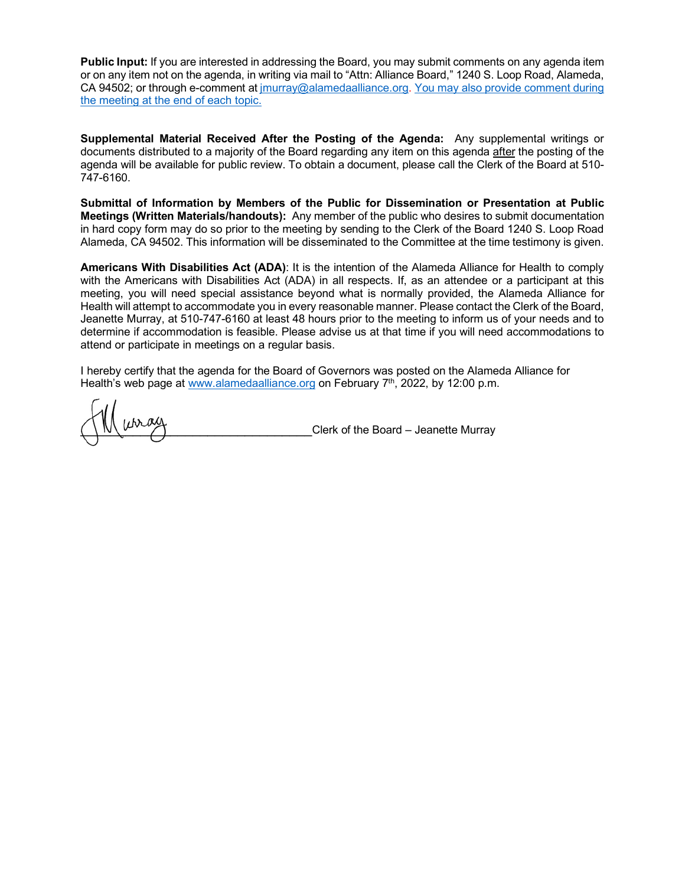**Public Input:** If you are interested in addressing the Board, you may submit comments on any agenda item or on any item not on the agenda, in writing via mail to "Attn: Alliance Board," 1240 S. Loop Road, Alameda, CA 94502; or through e-comment at jmurray@alamedaalliance.org. You may also provide comment during the meeting at the end of each topic.

**Supplemental Material Received After the Posting of the Agenda:** Any supplemental writings or documents distributed to a majority of the Board regarding any item on this agenda after the posting of the agenda will be available for public review. To obtain a document, please call the Clerk of the Board at 510-747-6160.

**Submittal of Information by Members of the Public for Dissemination or Presentation at Public Meetings (Written Materials/handouts):** Any member of the public who desires to submit documentation in hard copy form may do so prior to the meeting by sending to the Clerk of the Board 1240 S. Loop Road Alameda, CA 94502. This information will be disseminated to the Committee at the time testimony is given.

**Americans With Disabilities Act (ADA)**: It is the intention of the Alameda Alliance for Health to comply with the Americans with Disabilities Act (ADA) in all respects. If, as an attendee or a participant at this meeting, you will need special assistance beyond what is normally provided, the Alameda Alliance for Health will attempt to accommodate you in every reasonable manner. Please contact the Clerk of the Board, Jeanette Murray, at 510-747-6160 at least 48 hours prior to the meeting to inform us of your needs and to determine if accommodation is feasible. Please advise us at that time if you will need accommodations to attend or participate in meetings on a regular basis.

I hereby certify that the agenda for the Board of Governors was posted on the Alameda Alliance for Health's web page at www.alamedaalliance.org on February 7th, 2022, by 12:00 p.m.

JMurray ______________________________ Clerk of the Board – Jeanette Murray